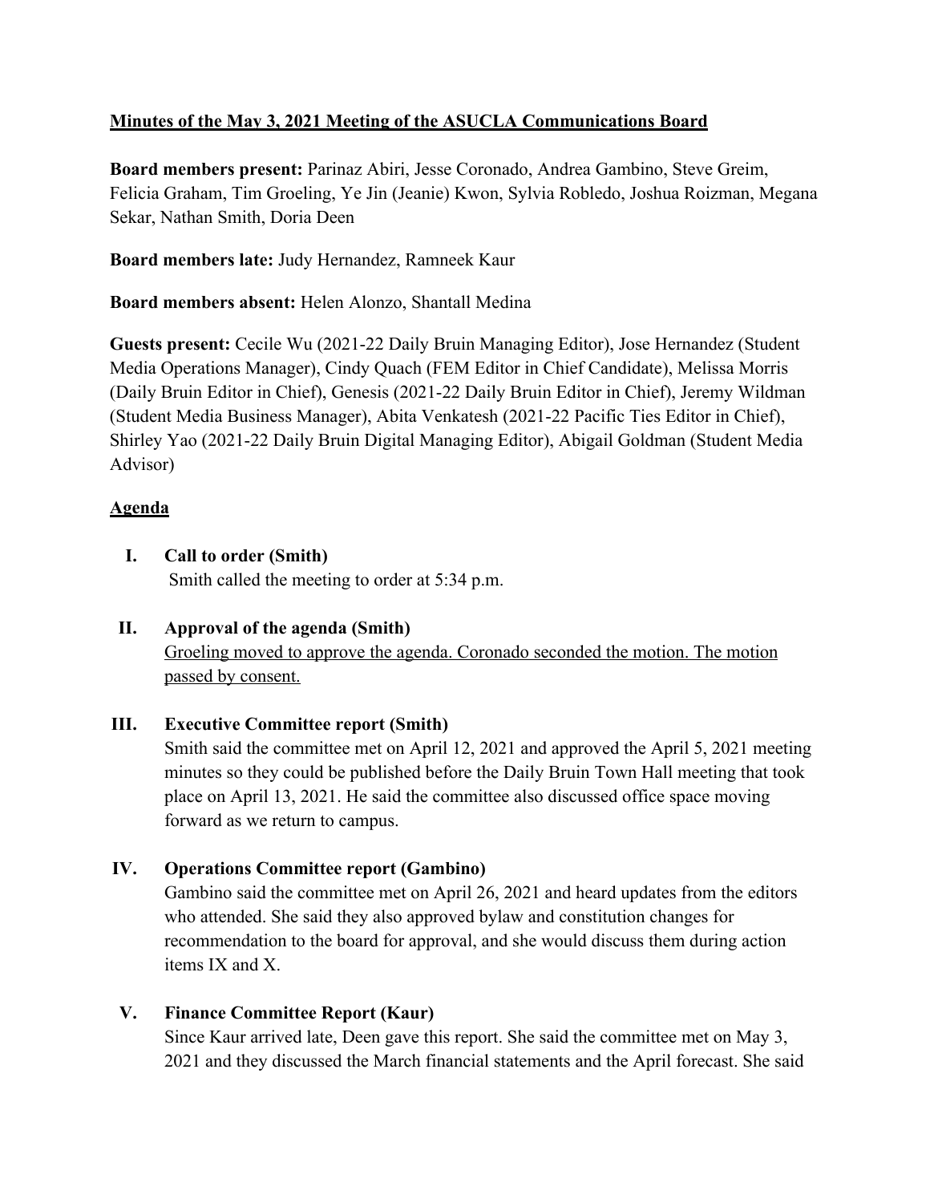**Minutes of the May 3, 2021 Meeting of the ASUCLA Communications Board**

**Board members present:** Parinaz Abiri, Jesse Coronado, Andrea Gambino, Steve Greim, Felicia Graham, Tim Groeling, Ye Jin (Jeanie) Kwon, Sylvia Robledo, Joshua Roizman, Megana Sekar, Nathan Smith, Doria Deen

**Board members late:** Judy Hernandez, Ramneek Kaur

**Board members absent:** Helen Alonzo, Shantall Medina

**Guests present:** Cecile Wu (2021-22 Daily Bruin Managing Editor), Jose Hernandez (Student Media Operations Manager), Cindy Quach (FEM Editor in Chief Candidate), Melissa Morris (Daily Bruin Editor in Chief), Genesis (2021-22 Daily Bruin Editor in Chief), Jeremy Wildman (Student Media Business Manager), Abita Venkatesh (2021-22 Pacific Ties Editor in Chief), Shirley Yao (2021-22 Daily Bruin Digital Managing Editor), Abigail Goldman (Student Media Advisor)

**Agenda**

I. **Call to order (Smith)**
Smith called the meeting to order at 5:34 p.m.

II. **Approval of the agenda (Smith)**
Groeling moved to approve the agenda. Coronado seconded the motion. The motion passed by consent.

III. **Executive Committee report (Smith)**
Smith said the committee met on April 12, 2021 and approved the April 5, 2021 meeting minutes so they could be published before the Daily Bruin Town Hall meeting that took place on April 13, 2021. He said the committee also discussed office space moving forward as we return to campus.

IV. **Operations Committee report (Gambino)**
Gambino said the committee met on April 26, 2021 and heard updates from the editors who attended. She said they also approved bylaw and constitution changes for recommendation to the board for approval, and she would discuss them during action items IX and X.

V. **Finance Committee Report (Kaur)**
Since Kaur arrived late, Deen gave this report. She said the committee met on May 3, 2021 and they discussed the March financial statements and the April forecast. She said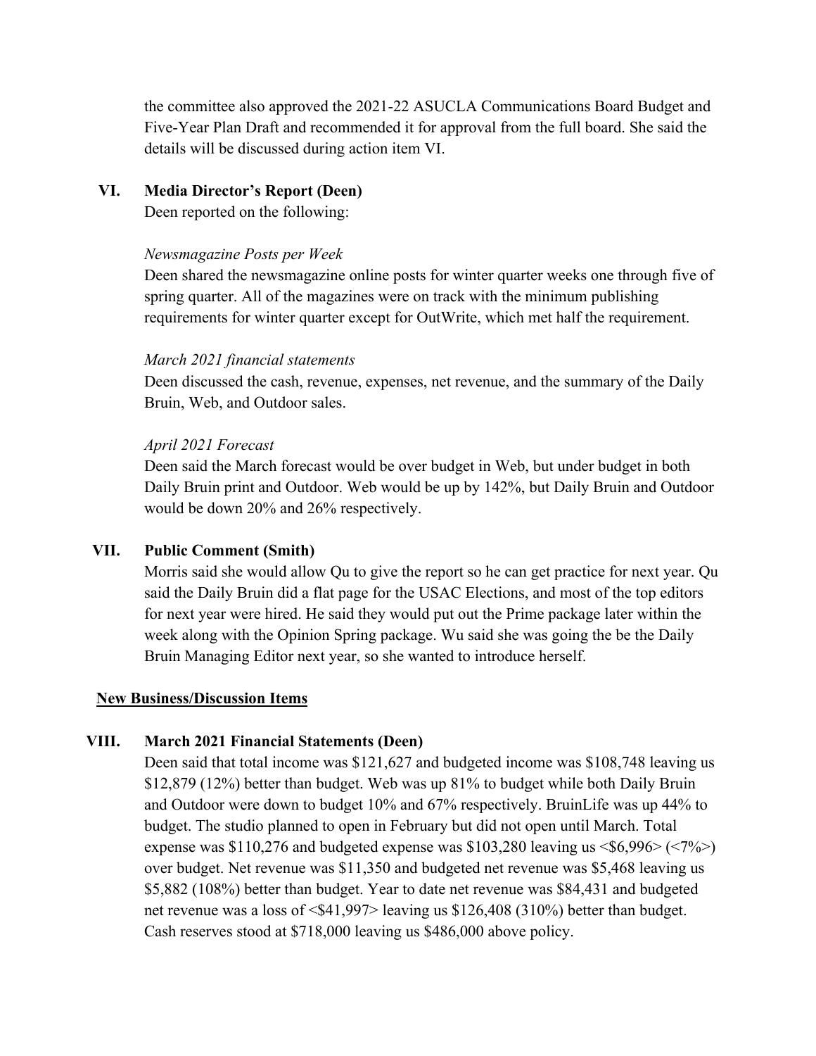the committee also approved the 2021-22 ASUCLA Communications Board Budget and Five-Year Plan Draft and recommended it for approval from the full board. She said the details will be discussed during action item VI.

### VI. Media Director's Report (Deen)

Deen reported on the following:

*Newsmagazine Posts per Week*

Deen shared the newsmagazine online posts for winter quarter weeks one through five of spring quarter. All of the magazines were on track with the minimum publishing requirements for winter quarter except for OutWrite, which met half the requirement.

*March 2021 financial statements*

Deen discussed the cash, revenue, expenses, net revenue, and the summary of the Daily Bruin, Web, and Outdoor sales.

*April 2021 Forecast*

Deen said the March forecast would be over budget in Web, but under budget in both Daily Bruin print and Outdoor. Web would be up by 142%, but Daily Bruin and Outdoor would be down 20% and 26% respectively.

### VII. Public Comment (Smith)

Morris said she would allow Qu to give the report so he can get practice for next year. Qu said the Daily Bruin did a flat page for the USAC Elections, and most of the top editors for next year were hired. He said they would put out the Prime package later within the week along with the Opinion Spring package. Wu said she was going the be the Daily Bruin Managing Editor next year, so she wanted to introduce herself.

## New Business/Discussion Items

### VIII. March 2021 Financial Statements (Deen)

Deen said that total income was $121,627 and budgeted income was $108,748 leaving us $12,879 (12%) better than budget. Web was up 81% to budget while both Daily Bruin and Outdoor were down to budget 10% and 67% respectively. BruinLife was up 44% to budget. The studio planned to open in February but did not open until March. Total expense was $110,276 and budgeted expense was $103,280 leaving us <$6,996> (<7%>) over budget. Net revenue was $11,350 and budgeted net revenue was $5,468 leaving us $5,882 (108%) better than budget. Year to date net revenue was $84,431 and budgeted net revenue was a loss of <$41,997> leaving us $126,408 (310%) better than budget. Cash reserves stood at $718,000 leaving us $486,000 above policy.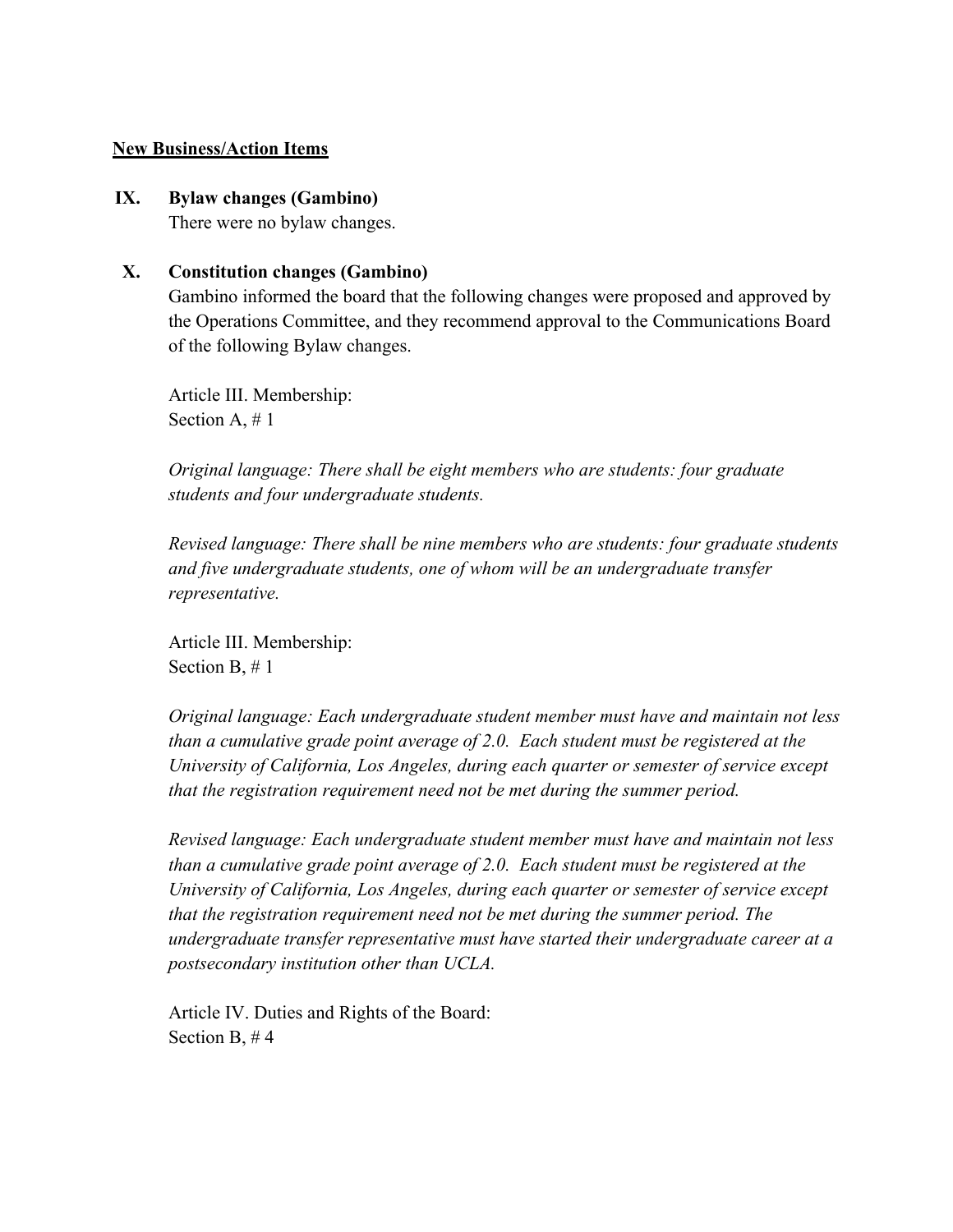**<u>New Business/Action Items</u>**

**IX. Bylaw changes (Gambino)**

There were no bylaw changes.

**X. Constitution changes (Gambino)**

Gambino informed the board that the following changes were proposed and approved by the Operations Committee, and they recommend approval to the Communications Board of the following Bylaw changes.

Article III. Membership:
Section A, # 1

*Original language: There shall be eight members who are students: four graduate students and four undergraduate students.*

*Revised language: There shall be nine members who are students: four graduate students and five undergraduate students, one of whom will be an undergraduate transfer representative.*

Article III. Membership:
Section B, # 1

*Original language: Each undergraduate student member must have and maintain not less than a cumulative grade point average of 2.0. Each student must be registered at the University of California, Los Angeles, during each quarter or semester of service except that the registration requirement need not be met during the summer period.*

*Revised language: Each undergraduate student member must have and maintain not less than a cumulative grade point average of 2.0. Each student must be registered at the University of California, Los Angeles, during each quarter or semester of service except that the registration requirement need not be met during the summer period. The undergraduate transfer representative must have started their undergraduate career at a postsecondary institution other than UCLA.*

Article IV. Duties and Rights of the Board:
Section B, # 4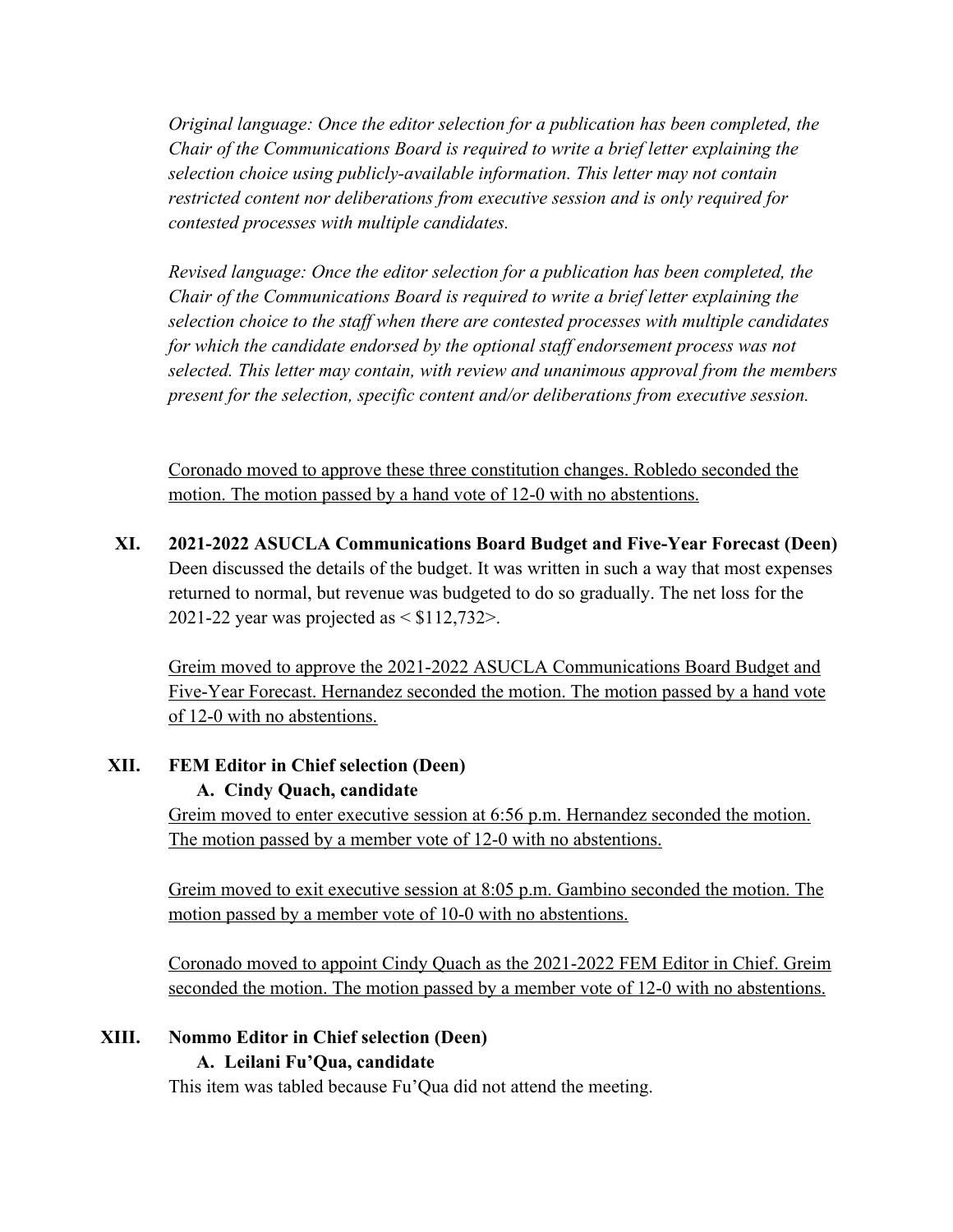*Original language: Once the editor selection for a publication has been completed, the Chair of the Communications Board is required to write a brief letter explaining the selection choice using publicly-available information. This letter may not contain restricted content nor deliberations from executive session and is only required for contested processes with multiple candidates.*

*Revised language: Once the editor selection for a publication has been completed, the Chair of the Communications Board is required to write a brief letter explaining the selection choice to the staff when there are contested processes with multiple candidates for which the candidate endorsed by the optional staff endorsement process was not selected. This letter may contain, with review and unanimous approval from the members present for the selection, specific content and/or deliberations from executive session.*

<u>Coronado moved to approve these three constitution changes. Robledo seconded the motion. The motion passed by a hand vote of 12-0 with no abstentions.</u>

**XI. 2021-2022 ASUCLA Communications Board Budget and Five-Year Forecast (Deen)**

Deen discussed the details of the budget. It was written in such a way that most expenses returned to normal, but revenue was budgeted to do so gradually. The net loss for the 2021-22 year was projected as < $112,732>.

<u>Greim moved to approve the 2021-2022 ASUCLA Communications Board Budget and Five-Year Forecast. Hernandez seconded the motion. The motion passed by a hand vote of 12-0 with no abstentions.</u>

**XII. FEM Editor in Chief selection (Deen)**

**A. Cindy Quach, candidate**

<u>Greim moved to enter executive session at 6:56 p.m. Hernandez seconded the motion. The motion passed by a member vote of 12-0 with no abstentions.</u>

<u>Greim moved to exit executive session at 8:05 p.m. Gambino seconded the motion. The motion passed by a member vote of 10-0 with no abstentions.</u>

<u>Coronado moved to appoint Cindy Quach as the 2021-2022 FEM Editor in Chief. Greim seconded the motion. The motion passed by a member vote of 12-0 with no abstentions.</u>

**XIII. Nommo Editor in Chief selection (Deen)**

**A. Leilani Fu'Qua, candidate**

This item was tabled because Fu'Qua did not attend the meeting.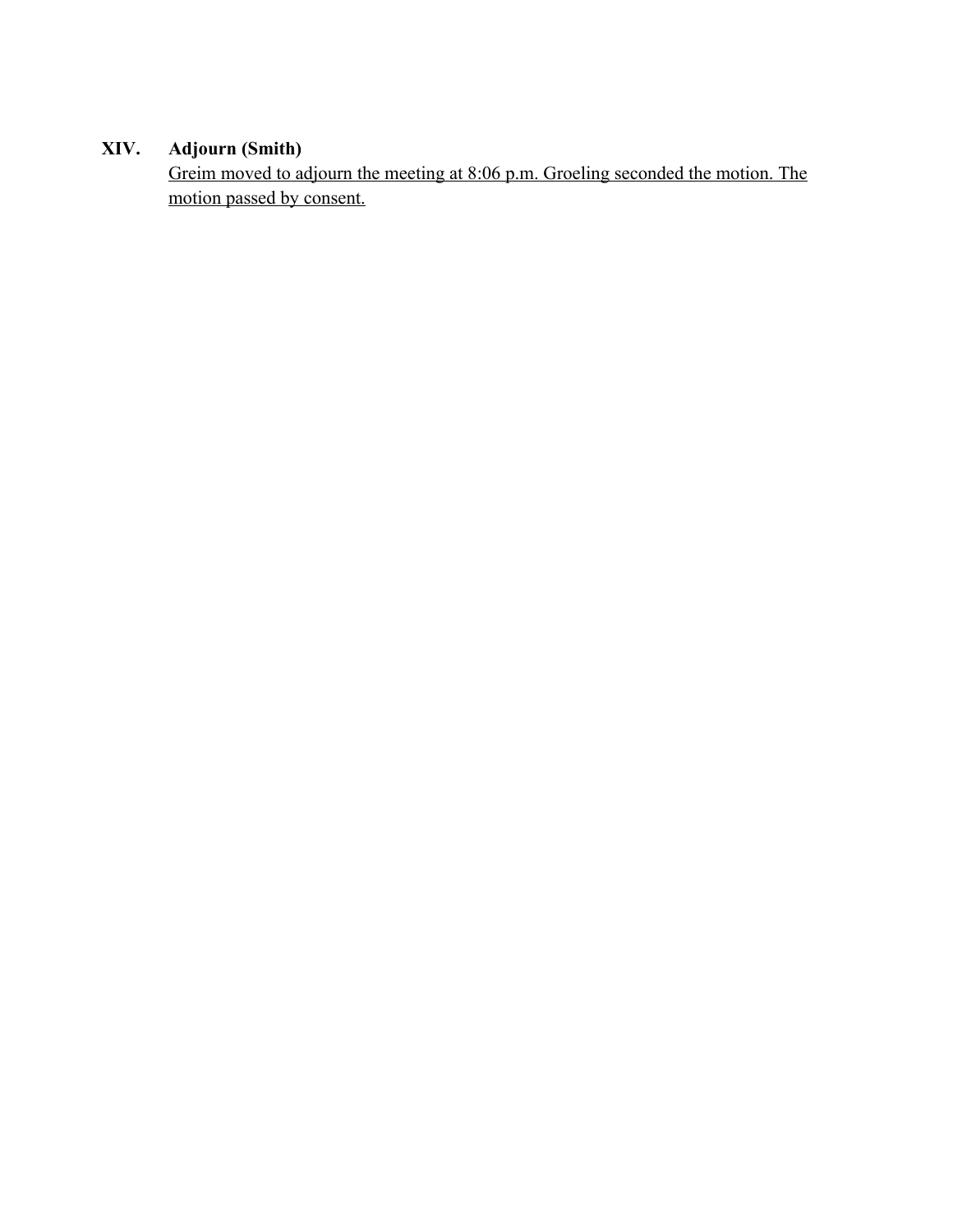**XIV. Adjourn (Smith)**

Greim moved to adjourn the meeting at 8:06 p.m. Groeling seconded the motion. The motion passed by consent.